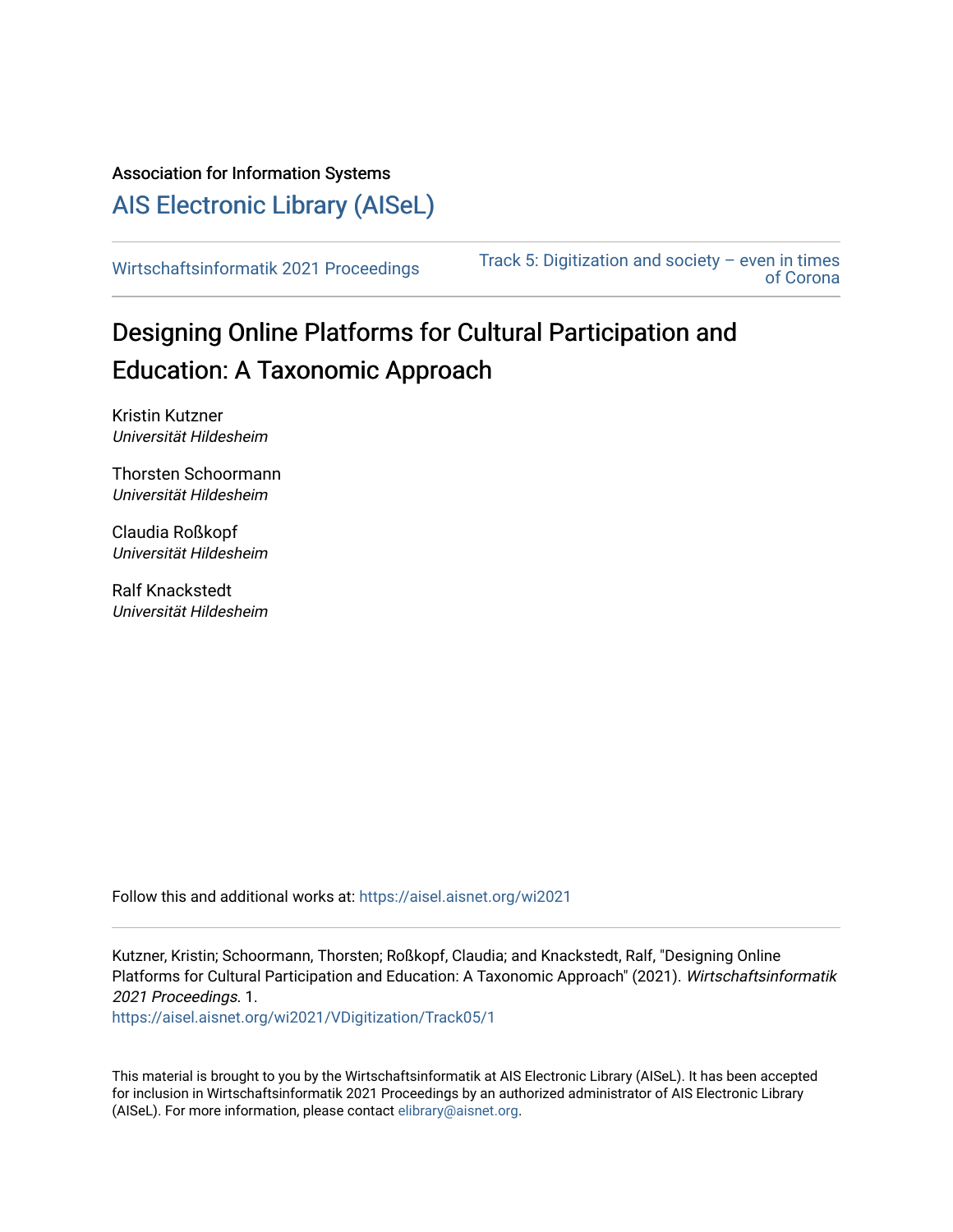Association for Information Systems

# AIS Electronic Library (AISeL)

Wirtschaftsinformatik 2021 Proceedings

Track 5: Digitization and society – even in times of Corona

## Designing Online Platforms for Cultural Participation and Education: A Taxonomic Approach

Kristin Kutzner
*Universität Hildesheim*

Thorsten Schoormann
*Universität Hildesheim*

Claudia Roßkopf
*Universität Hildesheim*

Ralf Knackstedt
*Universität Hildesheim*

Follow this and additional works at: https://aisel.aisnet.org/wi2021

Kutzner, Kristin; Schoormann, Thorsten; Roßkopf, Claudia; and Knackstedt, Ralf, "Designing Online Platforms for Cultural Participation and Education: A Taxonomic Approach" (2021). *Wirtschaftsinformatik 2021 Proceedings*. 1.
https://aisel.aisnet.org/wi2021/VDigitization/Track05/1

This material is brought to you by the Wirtschaftsinformatik at AIS Electronic Library (AISeL). It has been accepted for inclusion in Wirtschaftsinformatik 2021 Proceedings by an authorized administrator of AIS Electronic Library (AISeL). For more information, please contact elibrary@aisnet.org.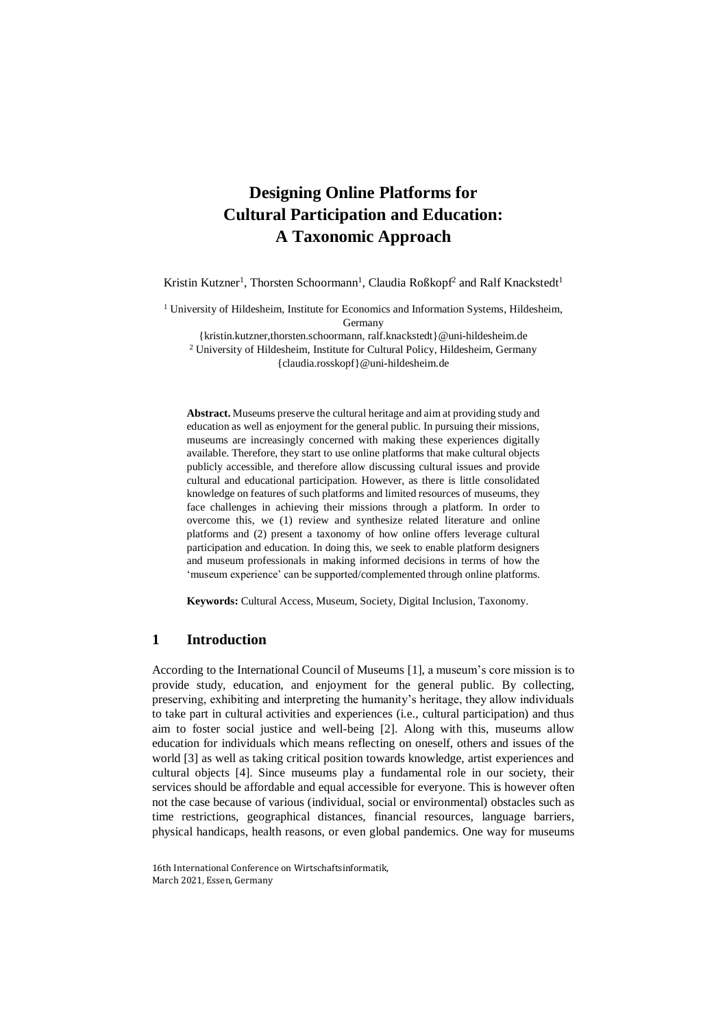# Designing Online Platforms for Cultural Participation and Education: A Taxonomic Approach

Kristin Kutzner[1], Thorsten Schoormann[1], Claudia Roßkopf[2] and Ralf Knackstedt[1]

[1] University of Hildesheim, Institute for Economics and Information Systems, Hildesheim, Germany
{kristin.kutzner,thorsten.schoormann, ralf.knackstedt}@uni-hildesheim.de
[2] University of Hildesheim, Institute for Cultural Policy, Hildesheim, Germany
{claudia.rosskopf}@uni-hildesheim.de

**Abstract.** Museums preserve the cultural heritage and aim at providing study and education as well as enjoyment for the general public. In pursuing their missions, museums are increasingly concerned with making these experiences digitally available. Therefore, they start to use online platforms that make cultural objects publicly accessible, and therefore allow discussing cultural issues and provide cultural and educational participation. However, as there is little consolidated knowledge on features of such platforms and limited resources of museums, they face challenges in achieving their missions through a platform. In order to overcome this, we (1) review and synthesize related literature and online platforms and (2) present a taxonomy of how online offers leverage cultural participation and education. In doing this, we seek to enable platform designers and museum professionals in making informed decisions in terms of how the 'museum experience' can be supported/complemented through online platforms.

**Keywords:** Cultural Access, Museum, Society, Digital Inclusion, Taxonomy.

## 1 Introduction

According to the International Council of Museums [1], a museum's core mission is to provide study, education, and enjoyment for the general public. By collecting, preserving, exhibiting and interpreting the humanity's heritage, they allow individuals to take part in cultural activities and experiences (i.e., cultural participation) and thus aim to foster social justice and well-being [2]. Along with this, museums allow education for individuals which means reflecting on oneself, others and issues of the world [3] as well as taking critical position towards knowledge, artist experiences and cultural objects [4]. Since museums play a fundamental role in our society, their services should be affordable and equal accessible for everyone. This is however often not the case because of various (individual, social or environmental) obstacles such as time restrictions, geographical distances, financial resources, language barriers, physical handicaps, health reasons, or even global pandemics. One way for museums

16th International Conference on Wirtschaftsinformatik,
March 2021, Essen, Germany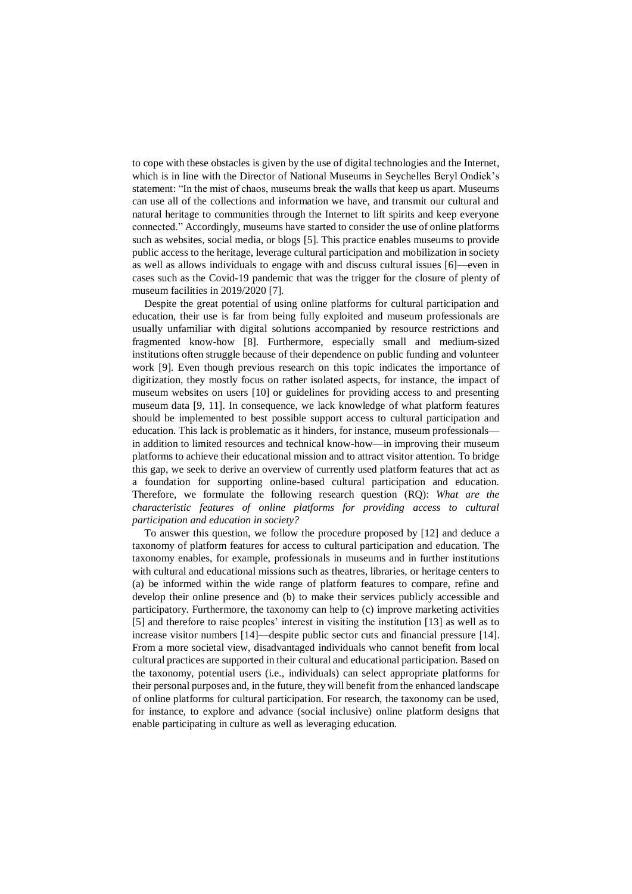to cope with these obstacles is given by the use of digital technologies and the Internet, which is in line with the Director of National Museums in Seychelles Beryl Ondiek's statement: "In the mist of chaos, museums break the walls that keep us apart. Museums can use all of the collections and information we have, and transmit our cultural and natural heritage to communities through the Internet to lift spirits and keep everyone connected." Accordingly, museums have started to consider the use of online platforms such as websites, social media, or blogs [5]. This practice enables museums to provide public access to the heritage, leverage cultural participation and mobilization in society as well as allows individuals to engage with and discuss cultural issues [6]—even in cases such as the Covid-19 pandemic that was the trigger for the closure of plenty of museum facilities in 2019/2020 [7].

Despite the great potential of using online platforms for cultural participation and education, their use is far from being fully exploited and museum professionals are usually unfamiliar with digital solutions accompanied by resource restrictions and fragmented know-how [8]. Furthermore, especially small and medium-sized institutions often struggle because of their dependence on public funding and volunteer work [9]. Even though previous research on this topic indicates the importance of digitization, they mostly focus on rather isolated aspects, for instance, the impact of museum websites on users [10] or guidelines for providing access to and presenting museum data [9, 11]. In consequence, we lack knowledge of what platform features should be implemented to best possible support access to cultural participation and education. This lack is problematic as it hinders, for instance, museum professionals—in addition to limited resources and technical know-how—in improving their museum platforms to achieve their educational mission and to attract visitor attention. To bridge this gap, we seek to derive an overview of currently used platform features that act as a foundation for supporting online-based cultural participation and education. Therefore, we formulate the following research question (RQ): *What are the characteristic features of online platforms for providing access to cultural participation and education in society?*

To answer this question, we follow the procedure proposed by [12] and deduce a taxonomy of platform features for access to cultural participation and education. The taxonomy enables, for example, professionals in museums and in further institutions with cultural and educational missions such as theatres, libraries, or heritage centers to (a) be informed within the wide range of platform features to compare, refine and develop their online presence and (b) to make their services publicly accessible and participatory. Furthermore, the taxonomy can help to (c) improve marketing activities [5] and therefore to raise peoples' interest in visiting the institution [13] as well as to increase visitor numbers [14]—despite public sector cuts and financial pressure [14]. From a more societal view, disadvantaged individuals who cannot benefit from local cultural practices are supported in their cultural and educational participation. Based on the taxonomy, potential users (i.e., individuals) can select appropriate platforms for their personal purposes and, in the future, they will benefit from the enhanced landscape of online platforms for cultural participation. For research, the taxonomy can be used, for instance, to explore and advance (social inclusive) online platform designs that enable participating in culture as well as leveraging education.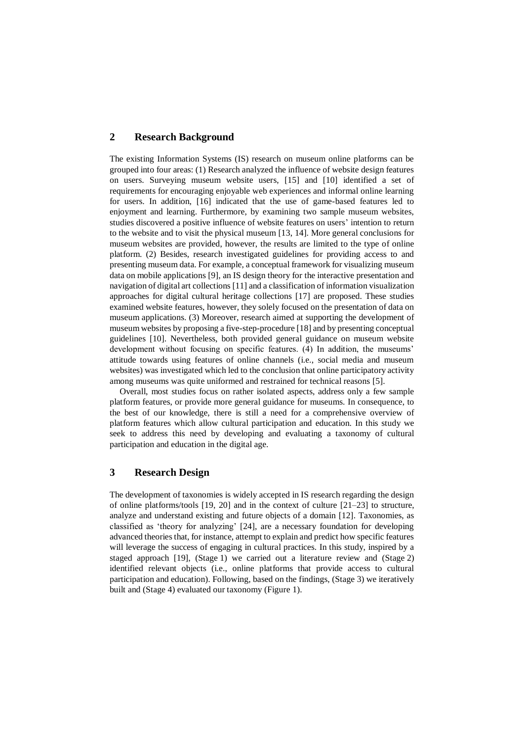## 2 Research Background

The existing Information Systems (IS) research on museum online platforms can be grouped into four areas: (1) Research analyzed the influence of website design features on users. Surveying museum website users, [15] and [10] identified a set of requirements for encouraging enjoyable web experiences and informal online learning for users. In addition, [16] indicated that the use of game-based features led to enjoyment and learning. Furthermore, by examining two sample museum websites, studies discovered a positive influence of website features on users' intention to return to the website and to visit the physical museum [13, 14]. More general conclusions for museum websites are provided, however, the results are limited to the type of online platform. (2) Besides, research investigated guidelines for providing access to and presenting museum data. For example, a conceptual framework for visualizing museum data on mobile applications [9], an IS design theory for the interactive presentation and navigation of digital art collections [11] and a classification of information visualization approaches for digital cultural heritage collections [17] are proposed. These studies examined website features, however, they solely focused on the presentation of data on museum applications. (3) Moreover, research aimed at supporting the development of museum websites by proposing a five-step-procedure [18] and by presenting conceptual guidelines [10]. Nevertheless, both provided general guidance on museum website development without focusing on specific features. (4) In addition, the museums' attitude towards using features of online channels (i.e., social media and museum websites) was investigated which led to the conclusion that online participatory activity among museums was quite uniformed and restrained for technical reasons [5].

Overall, most studies focus on rather isolated aspects, address only a few sample platform features, or provide more general guidance for museums. In consequence, to the best of our knowledge, there is still a need for a comprehensive overview of platform features which allow cultural participation and education. In this study we seek to address this need by developing and evaluating a taxonomy of cultural participation and education in the digital age.

## 3 Research Design

The development of taxonomies is widely accepted in IS research regarding the design of online platforms/tools [19, 20] and in the context of culture [21–23] to structure, analyze and understand existing and future objects of a domain [12]. Taxonomies, as classified as 'theory for analyzing' [24], are a necessary foundation for developing advanced theories that, for instance, attempt to explain and predict how specific features will leverage the success of engaging in cultural practices. In this study, inspired by a staged approach [19], (Stage 1) we carried out a literature review and (Stage 2) identified relevant objects (i.e., online platforms that provide access to cultural participation and education). Following, based on the findings, (Stage 3) we iteratively built and (Stage 4) evaluated our taxonomy (Figure 1).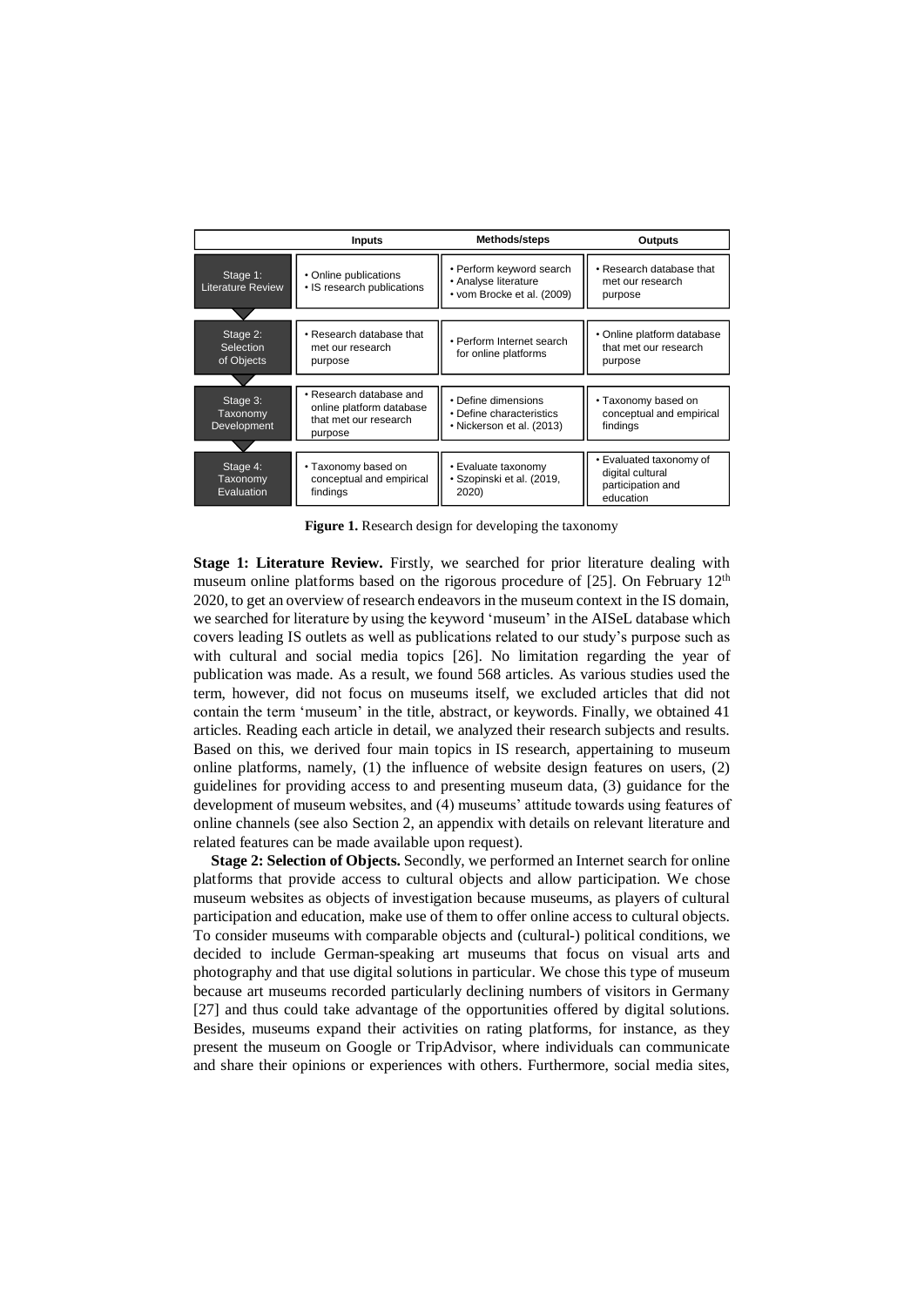| | Inputs | Methods/steps | Outputs |
|---|---|---|---|
| Stage 1: Literature Review | • Online publications<br>• IS research publications | • Perform keyword search<br>• Analyse literature<br>• vom Brocke et al. (2009) | • Research database that met our research purpose |
| Stage 2: Selection of Objects | • Research database that met our research purpose | • Perform Internet search for online platforms | • Online platform database that met our research purpose |
| Stage 3: Taxonomy Development | • Research database and online platform database that met our research purpose | • Define dimensions<br>• Define characteristics<br>• Nickerson et al. (2013) | • Taxonomy based on conceptual and empirical findings |
| Stage 4: Taxonomy Evaluation | • Taxonomy based on conceptual and empirical findings | • Evaluate taxonomy<br>• Szopinski et al. (2019, 2020) | • Evaluated taxonomy of digital cultural participation and education |

**Figure 1.** Research design for developing the taxonomy

**Stage 1: Literature Review.** Firstly, we searched for prior literature dealing with museum online platforms based on the rigorous procedure of [25]. On February 12th 2020, to get an overview of research endeavors in the museum context in the IS domain, we searched for literature by using the keyword 'museum' in the AISeL database which covers leading IS outlets as well as publications related to our study's purpose such as with cultural and social media topics [26]. No limitation regarding the year of publication was made. As a result, we found 568 articles. As various studies used the term, however, did not focus on museums itself, we excluded articles that did not contain the term 'museum' in the title, abstract, or keywords. Finally, we obtained 41 articles. Reading each article in detail, we analyzed their research subjects and results. Based on this, we derived four main topics in IS research, appertaining to museum online platforms, namely, (1) the influence of website design features on users, (2) guidelines for providing access to and presenting museum data, (3) guidance for the development of museum websites, and (4) museums' attitude towards using features of online channels (see also Section 2, an appendix with details on relevant literature and related features can be made available upon request).

**Stage 2: Selection of Objects.** Secondly, we performed an Internet search for online platforms that provide access to cultural objects and allow participation. We chose museum websites as objects of investigation because museums, as players of cultural participation and education, make use of them to offer online access to cultural objects. To consider museums with comparable objects and (cultural-) political conditions, we decided to include German-speaking art museums that focus on visual arts and photography and that use digital solutions in particular. We chose this type of museum because art museums recorded particularly declining numbers of visitors in Germany [27] and thus could take advantage of the opportunities offered by digital solutions. Besides, museums expand their activities on rating platforms, for instance, as they present the museum on Google or TripAdvisor, where individuals can communicate and share their opinions or experiences with others. Furthermore, social media sites,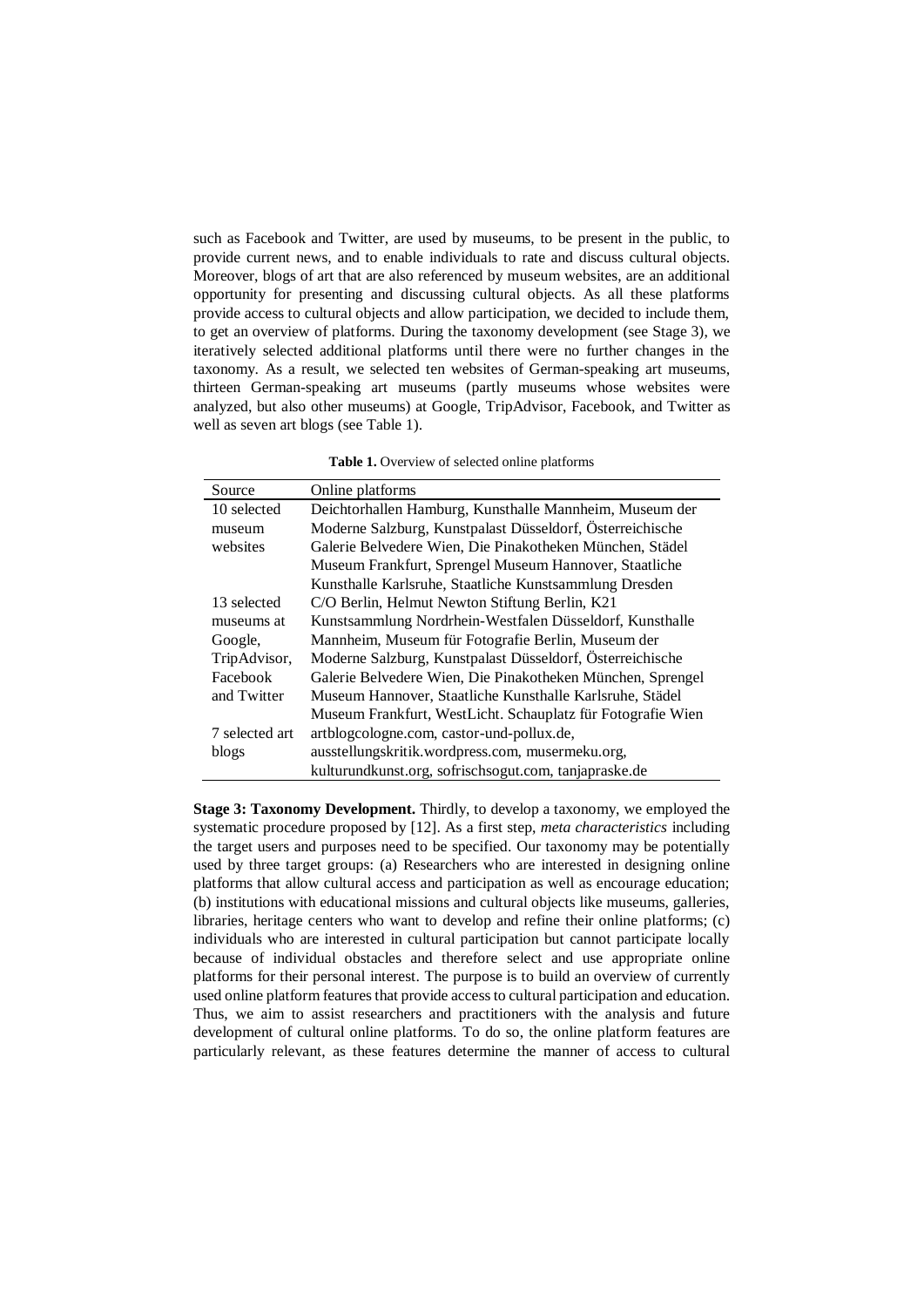such as Facebook and Twitter, are used by museums, to be present in the public, to provide current news, and to enable individuals to rate and discuss cultural objects. Moreover, blogs of art that are also referenced by museum websites, are an additional opportunity for presenting and discussing cultural objects. As all these platforms provide access to cultural objects and allow participation, we decided to include them, to get an overview of platforms. During the taxonomy development (see Stage 3), we iteratively selected additional platforms until there were no further changes in the taxonomy. As a result, we selected ten websites of German-speaking art museums, thirteen German-speaking art museums (partly museums whose websites were analyzed, but also other museums) at Google, TripAdvisor, Facebook, and Twitter as well as seven art blogs (see Table 1).

**Table 1.** Overview of selected online platforms

| Source | Online platforms |
|---|---|
| 10 selected museum websites | Deichtorhallen Hamburg, Kunsthalle Mannheim, Museum der Moderne Salzburg, Kunstpalast Düsseldorf, Österreichische Galerie Belvedere Wien, Die Pinakotheken München, Städel Museum Frankfurt, Sprengel Museum Hannover, Staatliche Kunsthalle Karlsruhe, Staatliche Kunstsammlung Dresden |
| 13 selected museums at Google, TripAdvisor, Facebook and Twitter | C/O Berlin, Helmut Newton Stiftung Berlin, K21 Kunstsammlung Nordrhein-Westfalen Düsseldorf, Kunsthalle Mannheim, Museum für Fotografie Berlin, Museum der Moderne Salzburg, Kunstpalast Düsseldorf, Österreichische Galerie Belvedere Wien, Die Pinakotheken München, Sprengel Museum Hannover, Staatliche Kunsthalle Karlsruhe, Städel Museum Frankfurt, WestLicht. Schauplatz für Fotografie Wien |
| 7 selected art blogs | artblogcologne.com, castor-und-pollux.de, ausstellungskritik.wordpress.com, musermeku.org, kulturundkunst.org, sofrischsogut.com, tanjapraske.de |

**Stage 3: Taxonomy Development.** Thirdly, to develop a taxonomy, we employed the systematic procedure proposed by [12]. As a first step, *meta characteristics* including the target users and purposes need to be specified. Our taxonomy may be potentially used by three target groups: (a) Researchers who are interested in designing online platforms that allow cultural access and participation as well as encourage education; (b) institutions with educational missions and cultural objects like museums, galleries, libraries, heritage centers who want to develop and refine their online platforms; (c) individuals who are interested in cultural participation but cannot participate locally because of individual obstacles and therefore select and use appropriate online platforms for their personal interest. The purpose is to build an overview of currently used online platform features that provide access to cultural participation and education. Thus, we aim to assist researchers and practitioners with the analysis and future development of cultural online platforms. To do so, the online platform features are particularly relevant, as these features determine the manner of access to cultural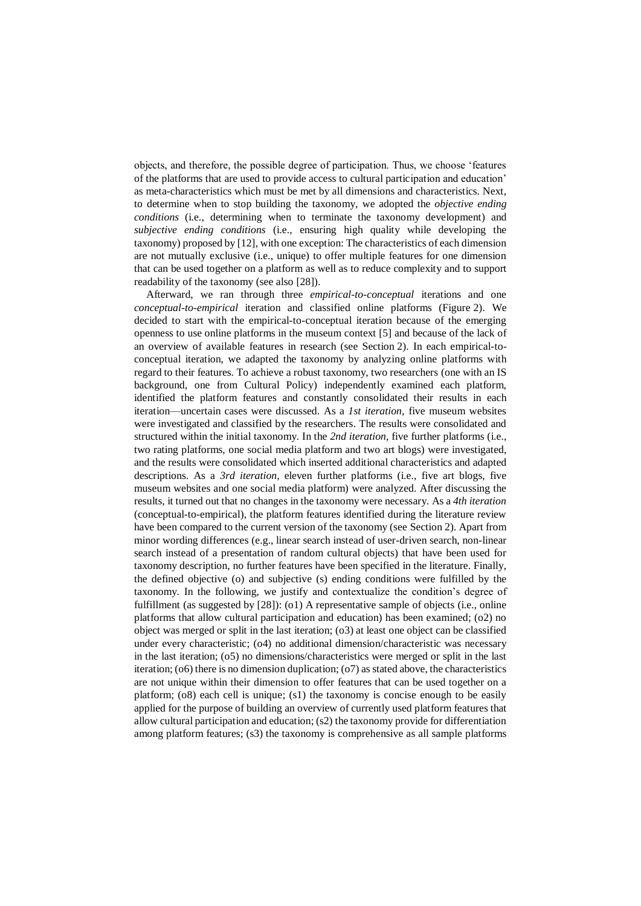objects, and therefore, the possible degree of participation. Thus, we choose 'features of the platforms that are used to provide access to cultural participation and education' as meta-characteristics which must be met by all dimensions and characteristics. Next, to determine when to stop building the taxonomy, we adopted the *objective ending conditions* (i.e., determining when to terminate the taxonomy development) and *subjective ending conditions* (i.e., ensuring high quality while developing the taxonomy) proposed by [12], with one exception: The characteristics of each dimension are not mutually exclusive (i.e., unique) to offer multiple features for one dimension that can be used together on a platform as well as to reduce complexity and to support readability of the taxonomy (see also [28]).

Afterward, we ran through three *empirical-to-conceptual* iterations and one *conceptual-to-empirical* iteration and classified online platforms (Figure 2). We decided to start with the empirical-to-conceptual iteration because of the emerging openness to use online platforms in the museum context [5] and because of the lack of an overview of available features in research (see Section 2). In each empirical-to-conceptual iteration, we adapted the taxonomy by analyzing online platforms with regard to their features. To achieve a robust taxonomy, two researchers (one with an IS background, one from Cultural Policy) independently examined each platform, identified the platform features and constantly consolidated their results in each iteration—uncertain cases were discussed. As a *1st iteration*, five museum websites were investigated and classified by the researchers. The results were consolidated and structured within the initial taxonomy. In the *2nd iteration*, five further platforms (i.e., two rating platforms, one social media platform and two art blogs) were investigated, and the results were consolidated which inserted additional characteristics and adapted descriptions. As a *3rd iteration*, eleven further platforms (i.e., five art blogs, five museum websites and one social media platform) were analyzed. After discussing the results, it turned out that no changes in the taxonomy were necessary. As a *4th iteration* (conceptual-to-empirical), the platform features identified during the literature review have been compared to the current version of the taxonomy (see Section 2). Apart from minor wording differences (e.g., linear search instead of user-driven search, non-linear search instead of a presentation of random cultural objects) that have been used for taxonomy description, no further features have been specified in the literature. Finally, the defined objective (o) and subjective (s) ending conditions were fulfilled by the taxonomy. In the following, we justify and contextualize the condition's degree of fulfillment (as suggested by [28]): (o1) A representative sample of objects (i.e., online platforms that allow cultural participation and education) has been examined; (o2) no object was merged or split in the last iteration; (o3) at least one object can be classified under every characteristic; (o4) no additional dimension/characteristic was necessary in the last iteration; (o5) no dimensions/characteristics were merged or split in the last iteration; (o6) there is no dimension duplication; (o7) as stated above, the characteristics are not unique within their dimension to offer features that can be used together on a platform; (o8) each cell is unique; (s1) the taxonomy is concise enough to be easily applied for the purpose of building an overview of currently used platform features that allow cultural participation and education; (s2) the taxonomy provide for differentiation among platform features; (s3) the taxonomy is comprehensive as all sample platforms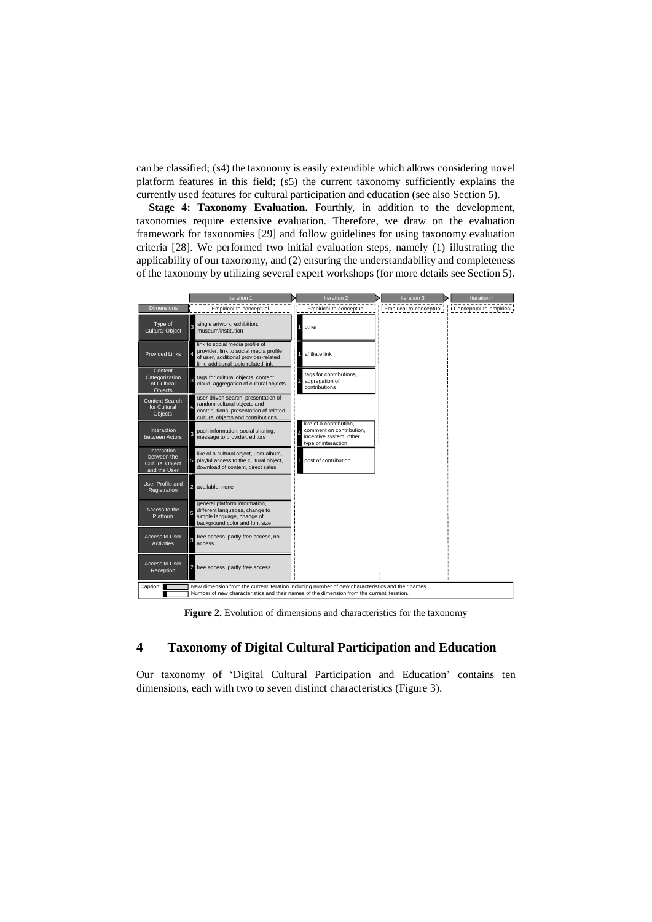can be classified; (s4) the taxonomy is easily extendible which allows considering novel platform features in this field; (s5) the current taxonomy sufficiently explains the currently used features for cultural participation and education (see also Section 5).

**Stage 4: Taxonomy Evaluation.** Fourthly, in addition to the development, taxonomies require extensive evaluation. Therefore, we draw on the evaluation framework for taxonomies [29] and follow guidelines for using taxonomy evaluation criteria [28]. We performed two initial evaluation steps, namely (1) illustrating the applicability of our taxonomy, and (2) ensuring the understandability and completeness of the taxonomy by utilizing several expert workshops (for more details see Section 5).

| Dimensions | Iteration 1 (Empirical-to-conceptual) | Iteration 2 (Empirical-to-conceptual) | Iteration 3 (Empirical-to-conceptual) | Iteration 4 (Conceptual-to-empirical) |
|---|---|---|---|---|
| Type of Cultural Object | 3 single artwork, exhibition, museum/institution | 1 other | | |
| Provided Links | 4 link to social media profile of provider, link to social media profile of user, additional provider-related link, additional topic-related link | 1 affiliate link | | |
| Content Categorization of Cultural Objects | 3 tags for cultural objects, content cloud, aggregation of cultural objects | 2 tags for contributions, aggregation of contributions | | |
| Content Search for Cultural Objects | 5 user-driven search, presentation of random cultural objects and contributions, presentation of related cultural objects and contributions | | | |
| Interaction between Actors | 3 push information, social sharing, message to provider, editors | 4 like of a contribution, comment on contribution, incentive system, other type of interaction | | |
| Interaction between the Cultural Object and the User | 5 like of a cultural object, user album, playful access to the cultural object, download of content, direct sales | 1 post of contribution | | |
| User Profile and Registration | 2 available, none | | | |
| Access to the Platform | 5 general platform information, different languages, change to simple language, change of background color and font size | | | |
| Access to User Activities | 3 free access, partly free access, no access | | | |
| Access to User Reception | 2 free access, partly free access | | | |

Caption: New dimension from the current iteration including number of new characteristics and their names. Number of new characteristics and their names of the dimension from the current iteration.

**Figure 2.** Evolution of dimensions and characteristics for the taxonomy

## 4 Taxonomy of Digital Cultural Participation and Education

Our taxonomy of 'Digital Cultural Participation and Education' contains ten dimensions, each with two to seven distinct characteristics (Figure 3).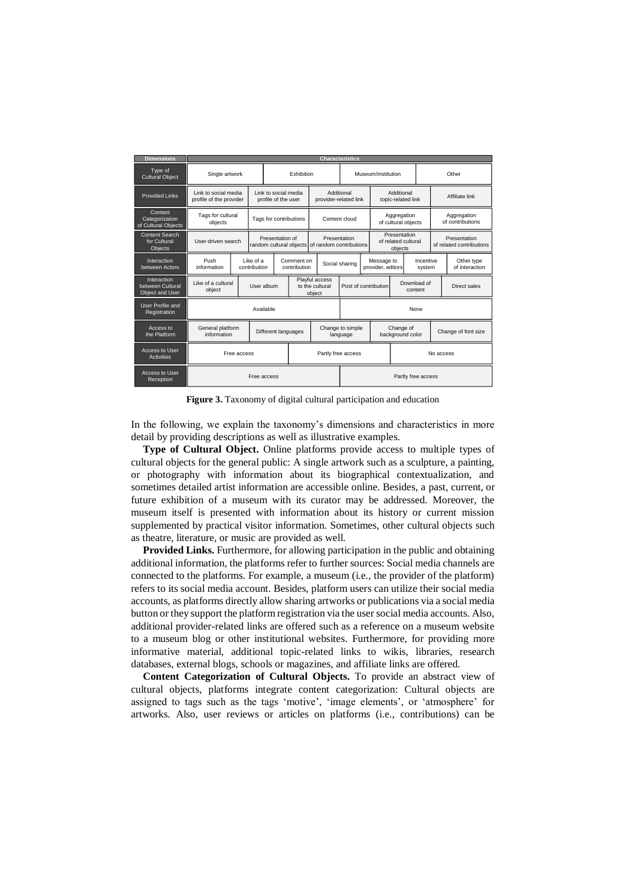| Dimensions | Characteristics | | | | | | |
|---|---|---|---|---|---|---|---|
| Type of Cultural Object | Single artwork | Exhibition | Museum/institution | Other | | | |
| Provided Links | Link to social media profile of the provider | Link to social media profile of the user | Additional provider-related link | Additional topic-related link | Affiliate link | | |
| Content Categorization of Cultural Objects | Tags for cultural objects | Tags for contributions | Content cloud | Aggregation of cultural objects | Aggregation of contributions | | |
| Content Search for Cultural Objects | User-driven search | Presentation of random cultural objects | Presentation of random contributions | Presentation of related cultural objects | Presentation of related contributions | | |
| Interaction between Actors | Push information | Like of a contribution | Comment on contribution | Social sharing | Message to provider, editors | Incentive system | Other type of interaction |
| Interaction between Cultural Object and User | Like of a cultural object | User album | Playful access to the cultural object | Post of contribution | Download of content | Direct sales | |
| User Profile and Registration | Available | None | | | | | |
| Access to the Platform | General platform information | Different languages | Change to simple language | Change of background color | Change of font size | | |
| Access to User Activities | Free access | Partly free access | No access | | | | |
| Access to User Reception | Free access | Partly free access | | | | | |

**Figure 3.** Taxonomy of digital cultural participation and education

In the following, we explain the taxonomy's dimensions and characteristics in more detail by providing descriptions as well as illustrative examples.

**Type of Cultural Object.** Online platforms provide access to multiple types of cultural objects for the general public: A single artwork such as a sculpture, a painting, or photography with information about its biographical contextualization, and sometimes detailed artist information are accessible online. Besides, a past, current, or future exhibition of a museum with its curator may be addressed. Moreover, the museum itself is presented with information about its history or current mission supplemented by practical visitor information. Sometimes, other cultural objects such as theatre, literature, or music are provided as well.

**Provided Links.** Furthermore, for allowing participation in the public and obtaining additional information, the platforms refer to further sources: Social media channels are connected to the platforms. For example, a museum (i.e., the provider of the platform) refers to its social media account. Besides, platform users can utilize their social media accounts, as platforms directly allow sharing artworks or publications via a social media button or they support the platform registration via the user social media accounts. Also, additional provider-related links are offered such as a reference on a museum website to a museum blog or other institutional websites. Furthermore, for providing more informative material, additional topic-related links to wikis, libraries, research databases, external blogs, schools or magazines, and affiliate links are offered.

**Content Categorization of Cultural Objects.** To provide an abstract view of cultural objects, platforms integrate content categorization: Cultural objects are assigned to tags such as the tags 'motive', 'image elements', or 'atmosphere' for artworks. Also, user reviews or articles on platforms (i.e., contributions) can be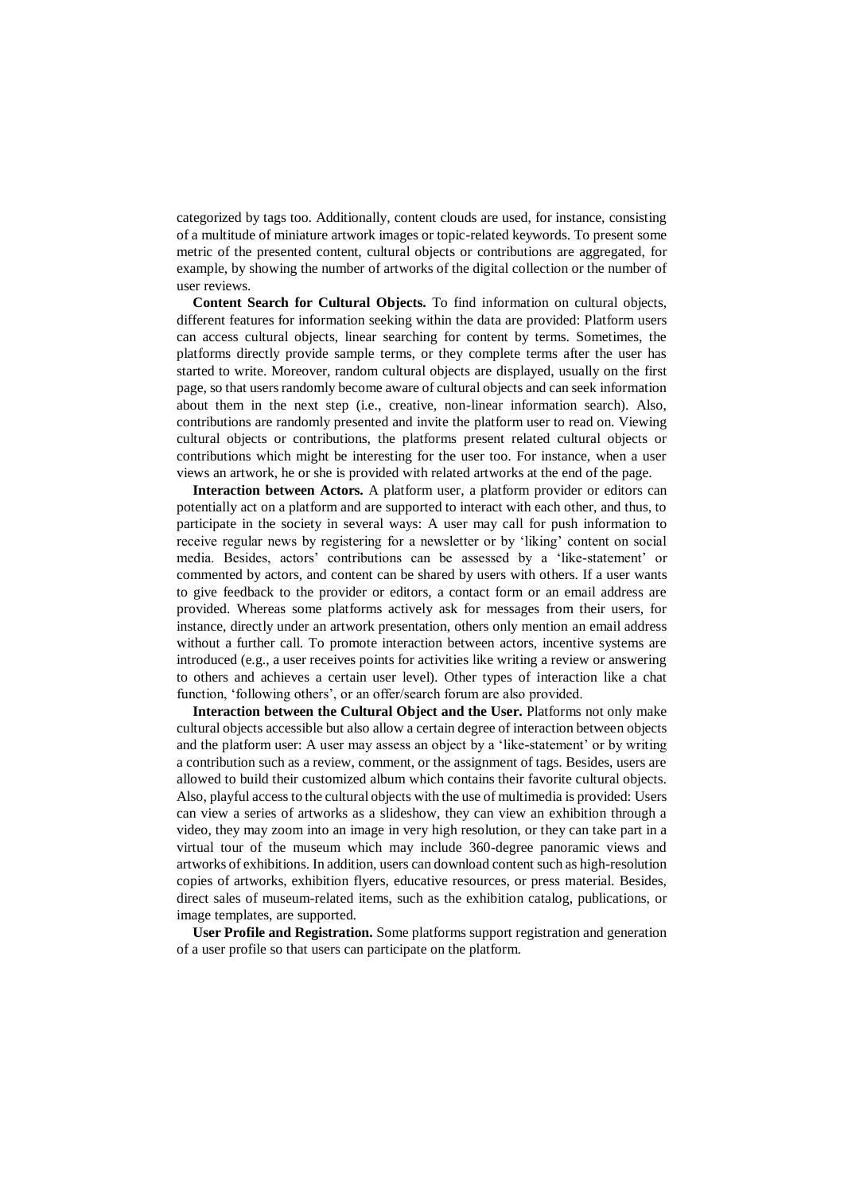categorized by tags too. Additionally, content clouds are used, for instance, consisting of a multitude of miniature artwork images or topic-related keywords. To present some metric of the presented content, cultural objects or contributions are aggregated, for example, by showing the number of artworks of the digital collection or the number of user reviews.

**Content Search for Cultural Objects.** To find information on cultural objects, different features for information seeking within the data are provided: Platform users can access cultural objects, linear searching for content by terms. Sometimes, the platforms directly provide sample terms, or they complete terms after the user has started to write. Moreover, random cultural objects are displayed, usually on the first page, so that users randomly become aware of cultural objects and can seek information about them in the next step (i.e., creative, non-linear information search). Also, contributions are randomly presented and invite the platform user to read on. Viewing cultural objects or contributions, the platforms present related cultural objects or contributions which might be interesting for the user too. For instance, when a user views an artwork, he or she is provided with related artworks at the end of the page.

**Interaction between Actors.** A platform user, a platform provider or editors can potentially act on a platform and are supported to interact with each other, and thus, to participate in the society in several ways: A user may call for push information to receive regular news by registering for a newsletter or by 'liking' content on social media. Besides, actors' contributions can be assessed by a 'like-statement' or commented by actors, and content can be shared by users with others. If a user wants to give feedback to the provider or editors, a contact form or an email address are provided. Whereas some platforms actively ask for messages from their users, for instance, directly under an artwork presentation, others only mention an email address without a further call. To promote interaction between actors, incentive systems are introduced (e.g., a user receives points for activities like writing a review or answering to others and achieves a certain user level). Other types of interaction like a chat function, 'following others', or an offer/search forum are also provided.

**Interaction between the Cultural Object and the User.** Platforms not only make cultural objects accessible but also allow a certain degree of interaction between objects and the platform user: A user may assess an object by a 'like-statement' or by writing a contribution such as a review, comment, or the assignment of tags. Besides, users are allowed to build their customized album which contains their favorite cultural objects. Also, playful access to the cultural objects with the use of multimedia is provided: Users can view a series of artworks as a slideshow, they can view an exhibition through a video, they may zoom into an image in very high resolution, or they can take part in a virtual tour of the museum which may include 360-degree panoramic views and artworks of exhibitions. In addition, users can download content such as high-resolution copies of artworks, exhibition flyers, educative resources, or press material. Besides, direct sales of museum-related items, such as the exhibition catalog, publications, or image templates, are supported.

**User Profile and Registration.** Some platforms support registration and generation of a user profile so that users can participate on the platform.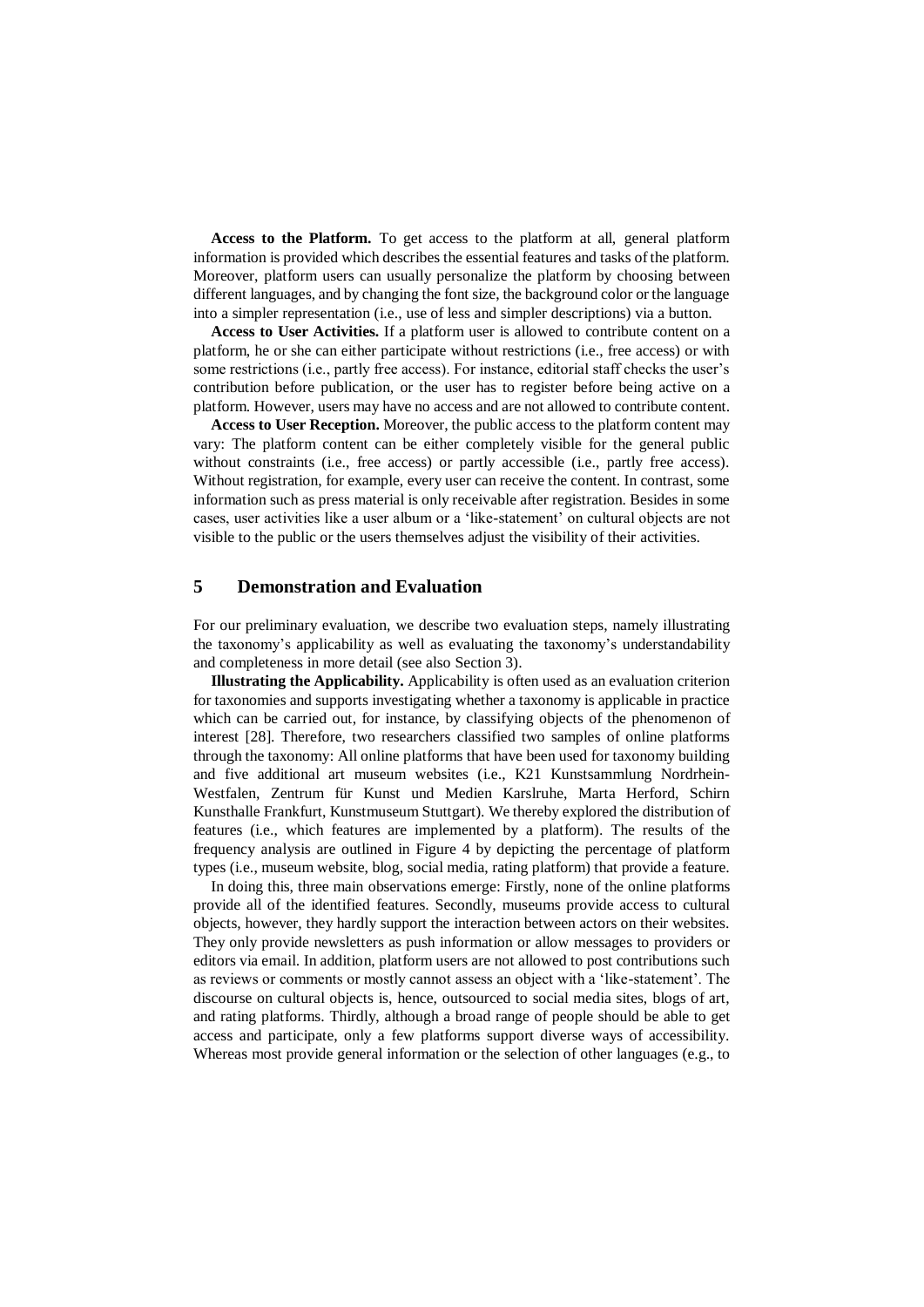**Access to the Platform.** To get access to the platform at all, general platform information is provided which describes the essential features and tasks of the platform. Moreover, platform users can usually personalize the platform by choosing between different languages, and by changing the font size, the background color or the language into a simpler representation (i.e., use of less and simpler descriptions) via a button.

**Access to User Activities.** If a platform user is allowed to contribute content on a platform, he or she can either participate without restrictions (i.e., free access) or with some restrictions (i.e., partly free access). For instance, editorial staff checks the user's contribution before publication, or the user has to register before being active on a platform. However, users may have no access and are not allowed to contribute content.

**Access to User Reception.** Moreover, the public access to the platform content may vary: The platform content can be either completely visible for the general public without constraints (i.e., free access) or partly accessible (i.e., partly free access). Without registration, for example, every user can receive the content. In contrast, some information such as press material is only receivable after registration. Besides in some cases, user activities like a user album or a 'like-statement' on cultural objects are not visible to the public or the users themselves adjust the visibility of their activities.

## 5 Demonstration and Evaluation

For our preliminary evaluation, we describe two evaluation steps, namely illustrating the taxonomy's applicability as well as evaluating the taxonomy's understandability and completeness in more detail (see also Section 3).

**Illustrating the Applicability.** Applicability is often used as an evaluation criterion for taxonomies and supports investigating whether a taxonomy is applicable in practice which can be carried out, for instance, by classifying objects of the phenomenon of interest [28]. Therefore, two researchers classified two samples of online platforms through the taxonomy: All online platforms that have been used for taxonomy building and five additional art museum websites (i.e., K21 Kunstsammlung Nordrhein-Westfalen, Zentrum für Kunst und Medien Karslruhe, Marta Herford, Schirn Kunsthalle Frankfurt, Kunstmuseum Stuttgart). We thereby explored the distribution of features (i.e., which features are implemented by a platform). The results of the frequency analysis are outlined in Figure 4 by depicting the percentage of platform types (i.e., museum website, blog, social media, rating platform) that provide a feature.

In doing this, three main observations emerge: Firstly, none of the online platforms provide all of the identified features. Secondly, museums provide access to cultural objects, however, they hardly support the interaction between actors on their websites. They only provide newsletters as push information or allow messages to providers or editors via email. In addition, platform users are not allowed to post contributions such as reviews or comments or mostly cannot assess an object with a 'like-statement'. The discourse on cultural objects is, hence, outsourced to social media sites, blogs of art, and rating platforms. Thirdly, although a broad range of people should be able to get access and participate, only a few platforms support diverse ways of accessibility. Whereas most provide general information or the selection of other languages (e.g., to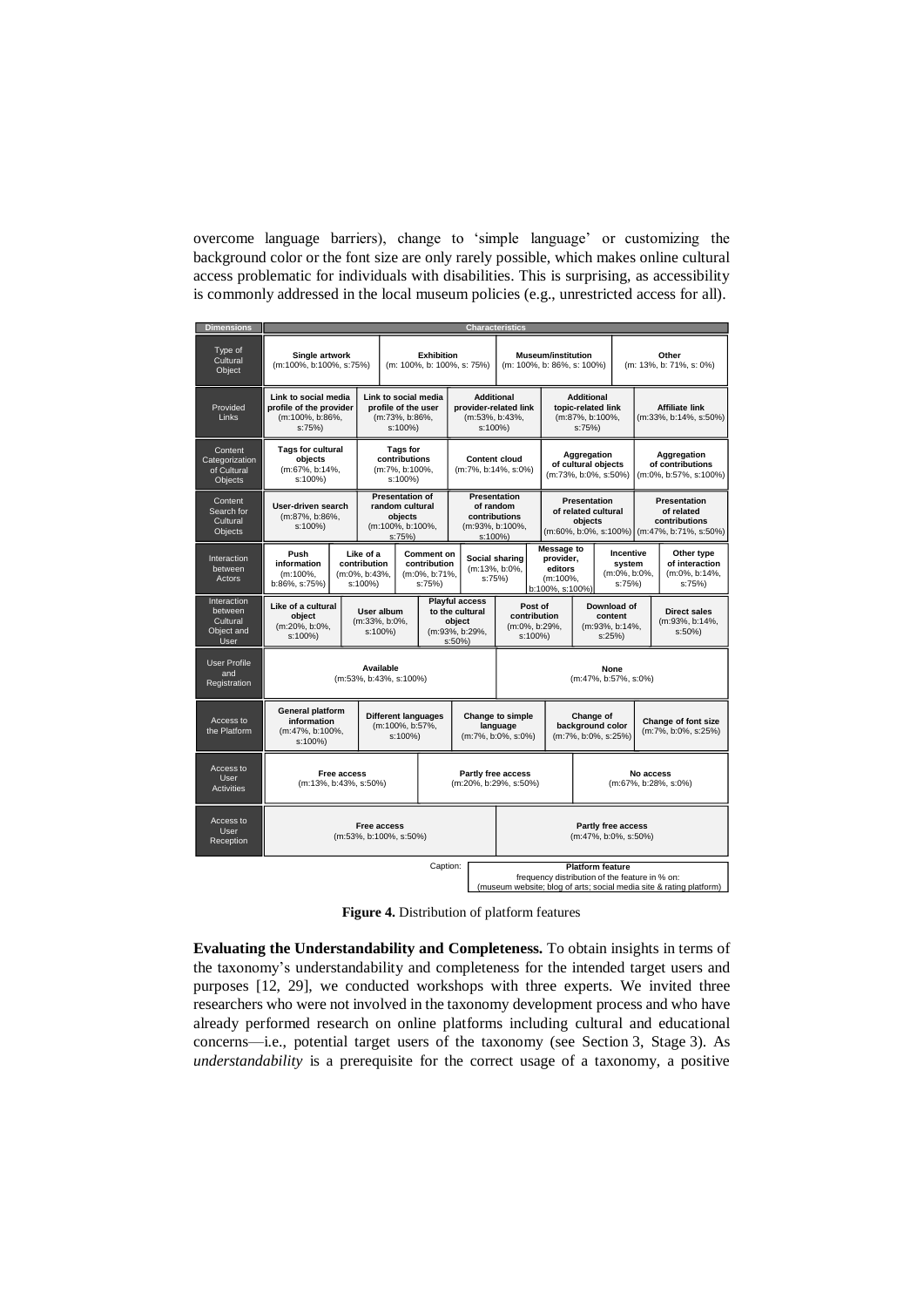overcome language barriers), change to 'simple language' or customizing the background color or the font size are only rarely possible, which makes online cultural access problematic for individuals with disabilities. This is surprising, as accessibility is commonly addressed in the local museum policies (e.g., unrestricted access for all).

| Dimensions | Characteristics | | | | | | |
|---|---|---|---|---|---|---|---|
| Type of Cultural Object | **Single artwork** (m:100%, b:100%, s:75%) | **Exhibition** (m: 100%, b: 100%, s: 75%) | **Museum/institution** (m: 100%, b: 86%, s: 100%) | **Other** (m: 13%, b: 71%, s: 0%) | | | |
| Provided Links | **Link to social media profile of the provider** (m:100%, b:86%, s:75%) | **Link to social media profile of the user** (m:73%, b:86%, s:100%) | **Additional provider-related link** (m:53%, b:43%, s:100%) | **Additional topic-related link** (m:87%, b:100%, s:75%) | **Affiliate link** (m:33%, b:14%, s:50%) | | |
| Content Categorization of Cultural Objects | **Tags for cultural objects** (m:67%, b:14%, s:100%) | **Tags for contributions** (m:7%, b:100%, s:100%) | **Content cloud** (m:7%, b:14%, s:0%) | **Aggregation of cultural objects** (m:73%, b:0%, s:50%) | **Aggregation of contributions** (m:0%, b:57%, s:100%) | | |
| Content Search for Cultural Objects | **User-driven search** (m:87%, b:86%, s:100%) | **Presentation of random cultural objects** (m:100%, b:100%, s:75%) | **Presentation of random contributions** (m:93%, b:100%, s:100%) | **Presentation of related cultural objects** (m:60%, b:0%, s:100%) | **Presentation of related contributions** (m:47%, b:71%, s:50%) | | |
| Interaction between Actors | **Push information** (m:100%, b:86%, s:75%) | **Like of a contribution** (m:0%, b:43%, s:100%) | **Comment on contribution** (m:0%, b:71%, s:75%) | **Social sharing** (m:13%, b:0%, s:75%) | **Message to provider, editors** (m:100%, b:100%, s:100%) | **Incentive system** (m:0%, b:0%, s:75%) | **Other type of interaction** (m:0%, b:14%, s:75%) |
| Interaction between Cultural Object and User | **Like of a cultural object** (m:20%, b:0%, s:100%) | **User album** (m:33%, b:0%, s:100%) | **Playful access to the cultural object** (m:93%, b:29%, s:50%) | **Post of contribution** (m:0%, b:29%, s:100%) | **Download of content** (m:93%, b:14%, s:25%) | **Direct sales** (m:93%, b:14%, s:50%) | |
| User Profile and Registration | **Available** (m:53%, b:43%, s:100%) | **None** (m:47%, b:57%, s:0%) | | | | | |
| Access to the Platform | **General platform information** (m:47%, b:100%, s:100%) | **Different languages** (m:100%, b:57%, s:100%) | **Change to simple language** (m:7%, b:0%, s:0%) | **Change of background color** (m:7%, b:0%, s:25%) | **Change of font size** (m:7%, b:0%, s:25%) | | |
| Access to User Activities | **Free access** (m:13%, b:43%, s:50%) | **Partly free access** (m:20%, b:29%, s:50%) | **No access** (m:67%, b:28%, s:0%) | | | | |
| Access to User Reception | **Free access** (m:53%, b:100%, s:50%) | **Partly free access** (m:47%, b:0%, s:50%) | | | | | |

Caption: **Platform feature** frequency distribution of the feature in % on: (museum website; blog of arts; social media site & rating platform)

**Figure 4.** Distribution of platform features

**Evaluating the Understandability and Completeness.** To obtain insights in terms of the taxonomy's understandability and completeness for the intended target users and purposes [12, 29], we conducted workshops with three experts. We invited three researchers who were not involved in the taxonomy development process and who have already performed research on online platforms including cultural and educational concerns—i.e., potential target users of the taxonomy (see Section 3, Stage 3). As *understandability* is a prerequisite for the correct usage of a taxonomy, a positive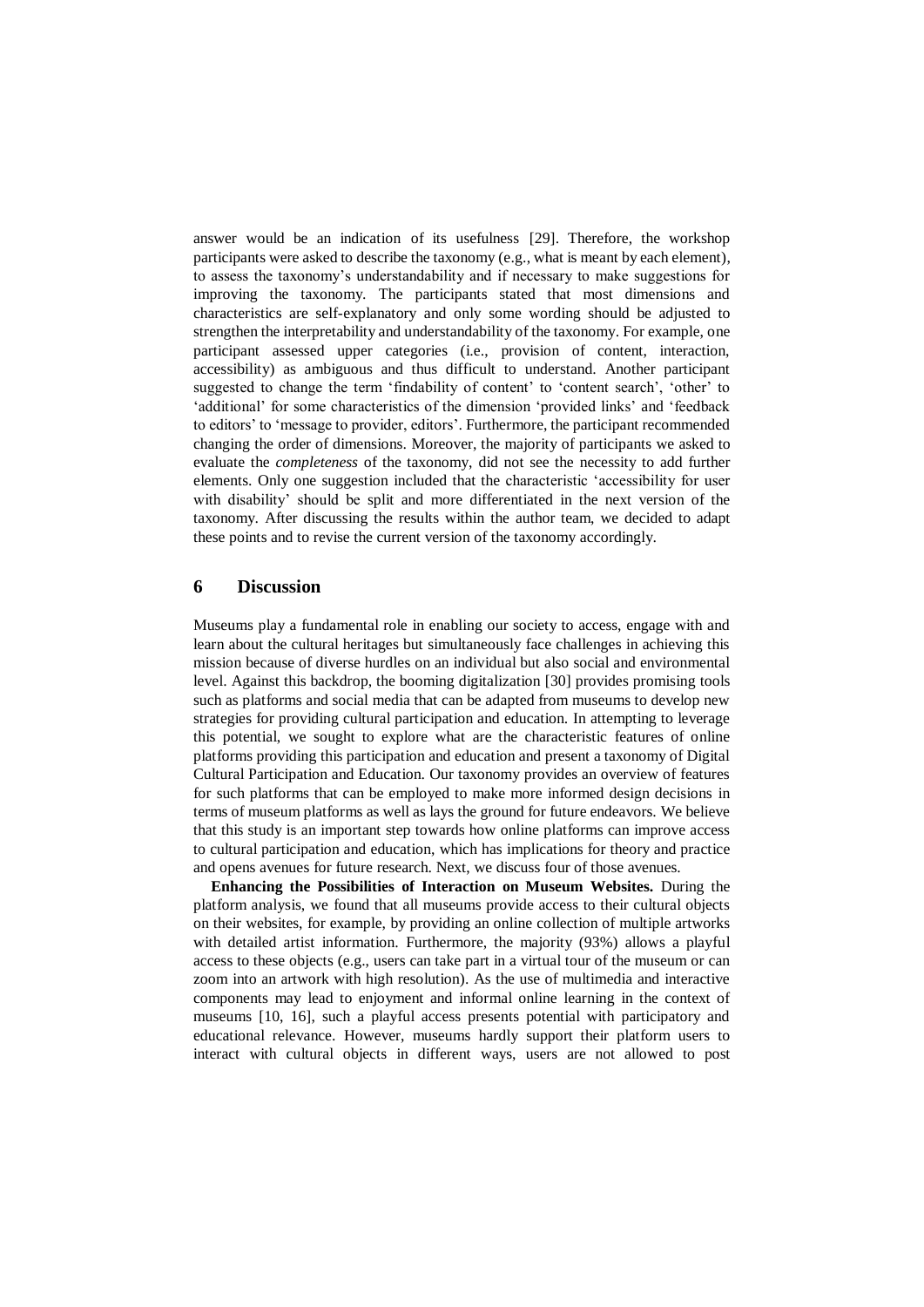answer would be an indication of its usefulness [29]. Therefore, the workshop participants were asked to describe the taxonomy (e.g., what is meant by each element), to assess the taxonomy's understandability and if necessary to make suggestions for improving the taxonomy. The participants stated that most dimensions and characteristics are self-explanatory and only some wording should be adjusted to strengthen the interpretability and understandability of the taxonomy. For example, one participant assessed upper categories (i.e., provision of content, interaction, accessibility) as ambiguous and thus difficult to understand. Another participant suggested to change the term 'findability of content' to 'content search', 'other' to 'additional' for some characteristics of the dimension 'provided links' and 'feedback to editors' to 'message to provider, editors'. Furthermore, the participant recommended changing the order of dimensions. Moreover, the majority of participants we asked to evaluate the *completeness* of the taxonomy, did not see the necessity to add further elements. Only one suggestion included that the characteristic 'accessibility for user with disability' should be split and more differentiated in the next version of the taxonomy. After discussing the results within the author team, we decided to adapt these points and to revise the current version of the taxonomy accordingly.

## 6 Discussion

Museums play a fundamental role in enabling our society to access, engage with and learn about the cultural heritages but simultaneously face challenges in achieving this mission because of diverse hurdles on an individual but also social and environmental level. Against this backdrop, the booming digitalization [30] provides promising tools such as platforms and social media that can be adapted from museums to develop new strategies for providing cultural participation and education. In attempting to leverage this potential, we sought to explore what are the characteristic features of online platforms providing this participation and education and present a taxonomy of Digital Cultural Participation and Education. Our taxonomy provides an overview of features for such platforms that can be employed to make more informed design decisions in terms of museum platforms as well as lays the ground for future endeavors. We believe that this study is an important step towards how online platforms can improve access to cultural participation and education, which has implications for theory and practice and opens avenues for future research. Next, we discuss four of those avenues.

**Enhancing the Possibilities of Interaction on Museum Websites.** During the platform analysis, we found that all museums provide access to their cultural objects on their websites, for example, by providing an online collection of multiple artworks with detailed artist information. Furthermore, the majority (93%) allows a playful access to these objects (e.g., users can take part in a virtual tour of the museum or can zoom into an artwork with high resolution). As the use of multimedia and interactive components may lead to enjoyment and informal online learning in the context of museums [10, 16], such a playful access presents potential with participatory and educational relevance. However, museums hardly support their platform users to interact with cultural objects in different ways, users are not allowed to post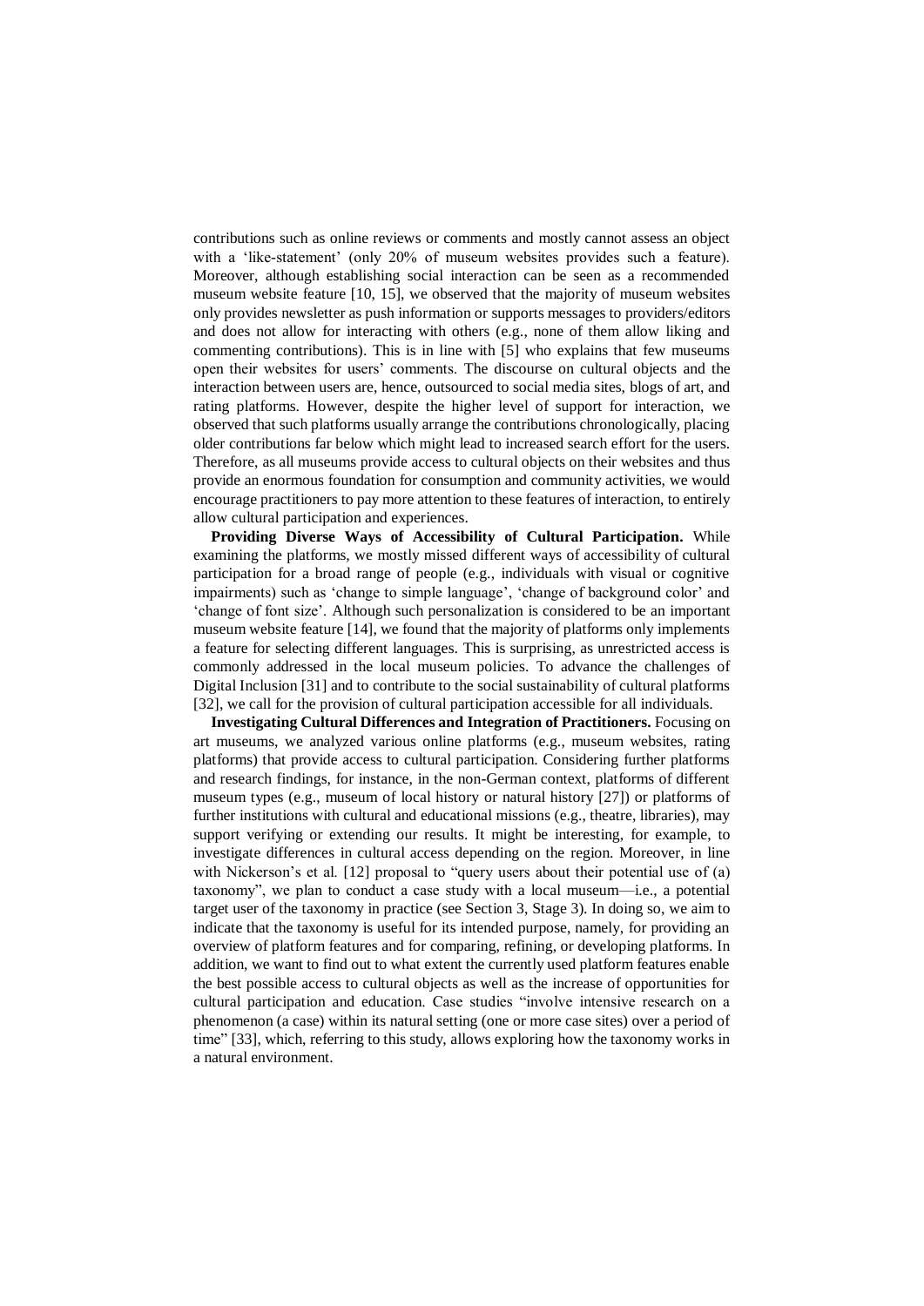contributions such as online reviews or comments and mostly cannot assess an object with a 'like-statement' (only 20% of museum websites provides such a feature). Moreover, although establishing social interaction can be seen as a recommended museum website feature [10, 15], we observed that the majority of museum websites only provides newsletter as push information or supports messages to providers/editors and does not allow for interacting with others (e.g., none of them allow liking and commenting contributions). This is in line with [5] who explains that few museums open their websites for users' comments. The discourse on cultural objects and the interaction between users are, hence, outsourced to social media sites, blogs of art, and rating platforms. However, despite the higher level of support for interaction, we observed that such platforms usually arrange the contributions chronologically, placing older contributions far below which might lead to increased search effort for the users. Therefore, as all museums provide access to cultural objects on their websites and thus provide an enormous foundation for consumption and community activities, we would encourage practitioners to pay more attention to these features of interaction, to entirely allow cultural participation and experiences.

**Providing Diverse Ways of Accessibility of Cultural Participation.** While examining the platforms, we mostly missed different ways of accessibility of cultural participation for a broad range of people (e.g., individuals with visual or cognitive impairments) such as 'change to simple language', 'change of background color' and 'change of font size'. Although such personalization is considered to be an important museum website feature [14], we found that the majority of platforms only implements a feature for selecting different languages. This is surprising, as unrestricted access is commonly addressed in the local museum policies. To advance the challenges of Digital Inclusion [31] and to contribute to the social sustainability of cultural platforms [32], we call for the provision of cultural participation accessible for all individuals.

**Investigating Cultural Differences and Integration of Practitioners.** Focusing on art museums, we analyzed various online platforms (e.g., museum websites, rating platforms) that provide access to cultural participation. Considering further platforms and research findings, for instance, in the non-German context, platforms of different museum types (e.g., museum of local history or natural history [27]) or platforms of further institutions with cultural and educational missions (e.g., theatre, libraries), may support verifying or extending our results. It might be interesting, for example, to investigate differences in cultural access depending on the region. Moreover, in line with Nickerson's et al. [12] proposal to "query users about their potential use of (a) taxonomy", we plan to conduct a case study with a local museum—i.e., a potential target user of the taxonomy in practice (see Section 3, Stage 3). In doing so, we aim to indicate that the taxonomy is useful for its intended purpose, namely, for providing an overview of platform features and for comparing, refining, or developing platforms. In addition, we want to find out to what extent the currently used platform features enable the best possible access to cultural objects as well as the increase of opportunities for cultural participation and education. Case studies "involve intensive research on a phenomenon (a case) within its natural setting (one or more case sites) over a period of time" [33], which, referring to this study, allows exploring how the taxonomy works in a natural environment.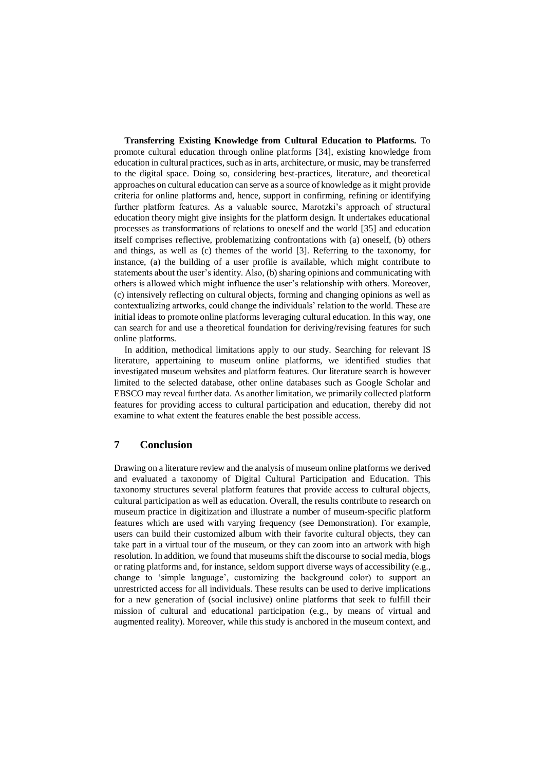**Transferring Existing Knowledge from Cultural Education to Platforms.** To promote cultural education through online platforms [34], existing knowledge from education in cultural practices, such as in arts, architecture, or music, may be transferred to the digital space. Doing so, considering best-practices, literature, and theoretical approaches on cultural education can serve as a source of knowledge as it might provide criteria for online platforms and, hence, support in confirming, refining or identifying further platform features. As a valuable source, Marotzki's approach of structural education theory might give insights for the platform design. It undertakes educational processes as transformations of relations to oneself and the world [35] and education itself comprises reflective, problematizing confrontations with (a) oneself, (b) others and things, as well as (c) themes of the world [3]. Referring to the taxonomy, for instance, (a) the building of a user profile is available, which might contribute to statements about the user's identity. Also, (b) sharing opinions and communicating with others is allowed which might influence the user's relationship with others. Moreover, (c) intensively reflecting on cultural objects, forming and changing opinions as well as contextualizing artworks, could change the individuals' relation to the world. These are initial ideas to promote online platforms leveraging cultural education. In this way, one can search for and use a theoretical foundation for deriving/revising features for such online platforms.

In addition, methodical limitations apply to our study. Searching for relevant IS literature, appertaining to museum online platforms, we identified studies that investigated museum websites and platform features. Our literature search is however limited to the selected database, other online databases such as Google Scholar and EBSCO may reveal further data. As another limitation, we primarily collected platform features for providing access to cultural participation and education, thereby did not examine to what extent the features enable the best possible access.

## 7 Conclusion

Drawing on a literature review and the analysis of museum online platforms we derived and evaluated a taxonomy of Digital Cultural Participation and Education. This taxonomy structures several platform features that provide access to cultural objects, cultural participation as well as education. Overall, the results contribute to research on museum practice in digitization and illustrate a number of museum-specific platform features which are used with varying frequency (see Demonstration). For example, users can build their customized album with their favorite cultural objects, they can take part in a virtual tour of the museum, or they can zoom into an artwork with high resolution. In addition, we found that museums shift the discourse to social media, blogs or rating platforms and, for instance, seldom support diverse ways of accessibility (e.g., change to 'simple language', customizing the background color) to support an unrestricted access for all individuals. These results can be used to derive implications for a new generation of (social inclusive) online platforms that seek to fulfill their mission of cultural and educational participation (e.g., by means of virtual and augmented reality). Moreover, while this study is anchored in the museum context, and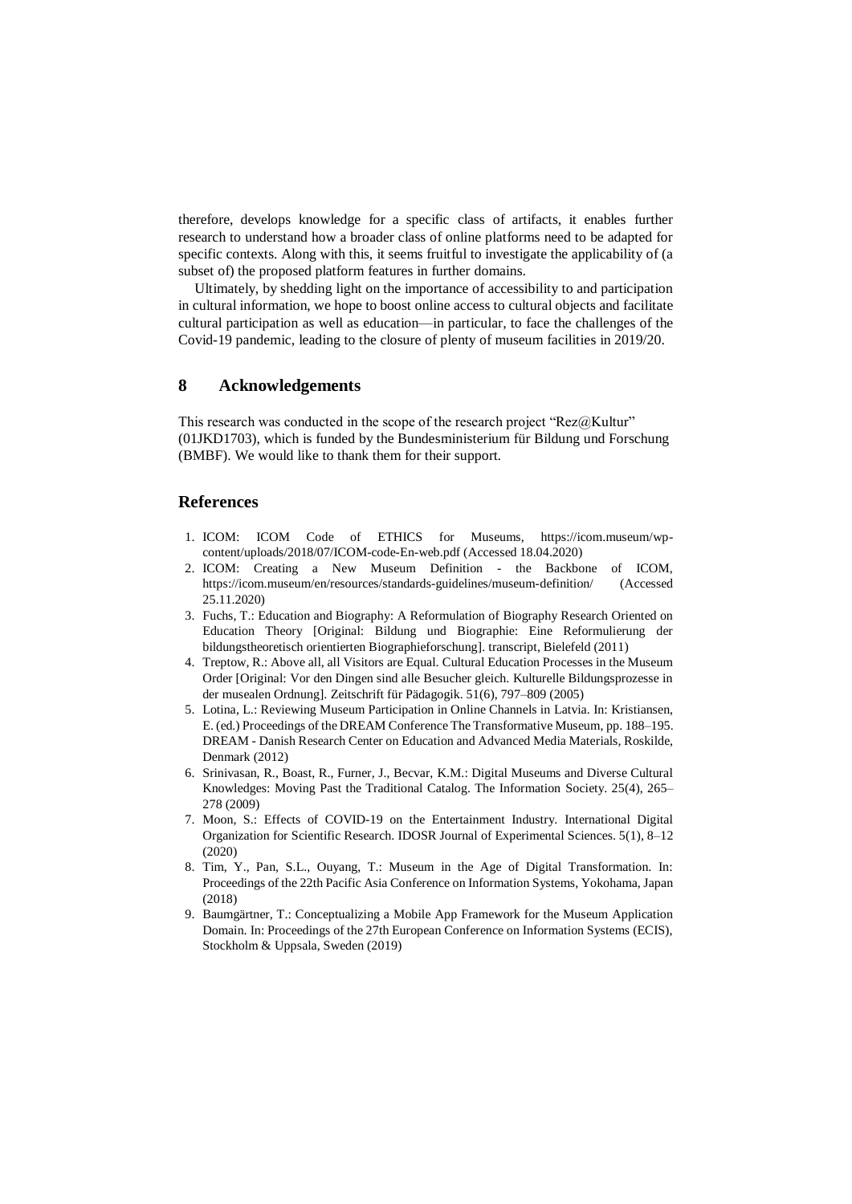therefore, develops knowledge for a specific class of artifacts, it enables further research to understand how a broader class of online platforms need to be adapted for specific contexts. Along with this, it seems fruitful to investigate the applicability of (a subset of) the proposed platform features in further domains.

Ultimately, by shedding light on the importance of accessibility to and participation in cultural information, we hope to boost online access to cultural objects and facilitate cultural participation as well as education—in particular, to face the challenges of the Covid-19 pandemic, leading to the closure of plenty of museum facilities in 2019/20.

## 8 Acknowledgements

This research was conducted in the scope of the research project "Rez@Kultur" (01JKD1703), which is funded by the Bundesministerium für Bildung und Forschung (BMBF). We would like to thank them for their support.

## References

1. ICOM: ICOM Code of ETHICS for Museums, https://icom.museum/wp-content/uploads/2018/07/ICOM-code-En-web.pdf (Accessed 18.04.2020)
2. ICOM: Creating a New Museum Definition - the Backbone of ICOM, https://icom.museum/en/resources/standards-guidelines/museum-definition/ (Accessed 25.11.2020)
3. Fuchs, T.: Education and Biography: A Reformulation of Biography Research Oriented on Education Theory [Original: Bildung und Biographie: Eine Reformulierung der bildungstheoretisch orientierten Biographieforschung]. transcript, Bielefeld (2011)
4. Treptow, R.: Above all, all Visitors are Equal. Cultural Education Processes in the Museum Order [Original: Vor den Dingen sind alle Besucher gleich. Kulturelle Bildungsprozesse in der musealen Ordnung]. Zeitschrift für Pädagogik. 51(6), 797–809 (2005)
5. Lotina, L.: Reviewing Museum Participation in Online Channels in Latvia. In: Kristiansen, E. (ed.) Proceedings of the DREAM Conference The Transformative Museum, pp. 188–195. DREAM - Danish Research Center on Education and Advanced Media Materials, Roskilde, Denmark (2012)
6. Srinivasan, R., Boast, R., Furner, J., Becvar, K.M.: Digital Museums and Diverse Cultural Knowledges: Moving Past the Traditional Catalog. The Information Society. 25(4), 265–278 (2009)
7. Moon, S.: Effects of COVID-19 on the Entertainment Industry. International Digital Organization for Scientific Research. IDOSR Journal of Experimental Sciences. 5(1), 8–12 (2020)
8. Tim, Y., Pan, S.L., Ouyang, T.: Museum in the Age of Digital Transformation. In: Proceedings of the 22th Pacific Asia Conference on Information Systems, Yokohama, Japan (2018)
9. Baumgärtner, T.: Conceptualizing a Mobile App Framework for the Museum Application Domain. In: Proceedings of the 27th European Conference on Information Systems (ECIS), Stockholm & Uppsala, Sweden (2019)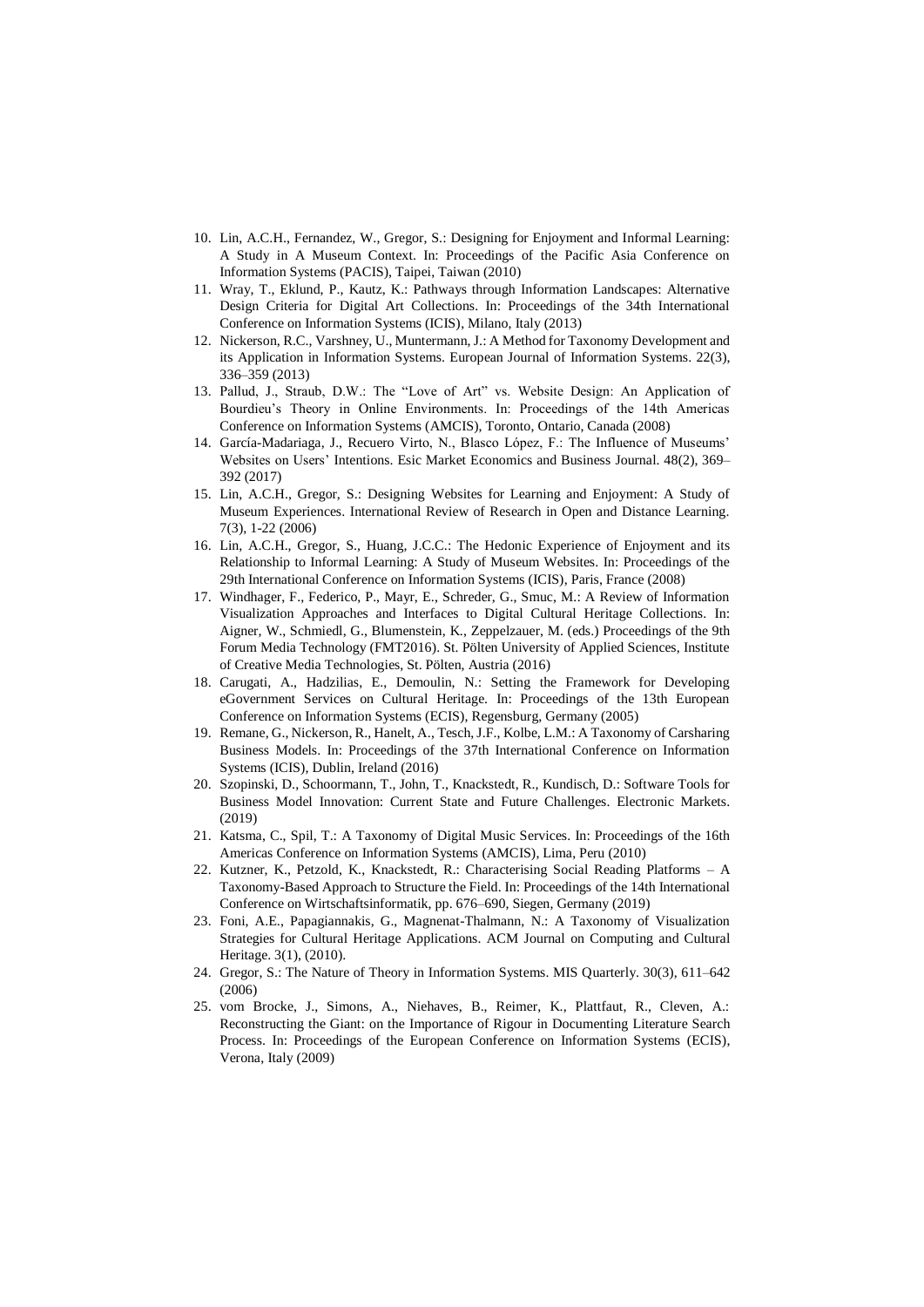10. Lin, A.C.H., Fernandez, W., Gregor, S.: Designing for Enjoyment and Informal Learning: A Study in A Museum Context. In: Proceedings of the Pacific Asia Conference on Information Systems (PACIS), Taipei, Taiwan (2010)
11. Wray, T., Eklund, P., Kautz, K.: Pathways through Information Landscapes: Alternative Design Criteria for Digital Art Collections. In: Proceedings of the 34th International Conference on Information Systems (ICIS), Milano, Italy (2013)
12. Nickerson, R.C., Varshney, U., Muntermann, J.: A Method for Taxonomy Development and its Application in Information Systems. European Journal of Information Systems. 22(3), 336–359 (2013)
13. Pallud, J., Straub, D.W.: The "Love of Art" vs. Website Design: An Application of Bourdieu's Theory in Online Environments. In: Proceedings of the 14th Americas Conference on Information Systems (AMCIS), Toronto, Ontario, Canada (2008)
14. García-Madariaga, J., Recuero Virto, N., Blasco López, F.: The Influence of Museums' Websites on Users' Intentions. Esic Market Economics and Business Journal. 48(2), 369–392 (2017)
15. Lin, A.C.H., Gregor, S.: Designing Websites for Learning and Enjoyment: A Study of Museum Experiences. International Review of Research in Open and Distance Learning. 7(3), 1-22 (2006)
16. Lin, A.C.H., Gregor, S., Huang, J.C.C.: The Hedonic Experience of Enjoyment and its Relationship to Informal Learning: A Study of Museum Websites. In: Proceedings of the 29th International Conference on Information Systems (ICIS), Paris, France (2008)
17. Windhager, F., Federico, P., Mayr, E., Schreder, G., Smuc, M.: A Review of Information Visualization Approaches and Interfaces to Digital Cultural Heritage Collections. In: Aigner, W., Schmiedl, G., Blumenstein, K., Zeppelzauer, M. (eds.) Proceedings of the 9th Forum Media Technology (FMT2016). St. Pölten University of Applied Sciences, Institute of Creative Media Technologies, St. Pölten, Austria (2016)
18. Carugati, A., Hadzilias, E., Demoulin, N.: Setting the Framework for Developing eGovernment Services on Cultural Heritage. In: Proceedings of the 13th European Conference on Information Systems (ECIS), Regensburg, Germany (2005)
19. Remane, G., Nickerson, R., Hanelt, A., Tesch, J.F., Kolbe, L.M.: A Taxonomy of Carsharing Business Models. In: Proceedings of the 37th International Conference on Information Systems (ICIS), Dublin, Ireland (2016)
20. Szopinski, D., Schoormann, T., John, T., Knackstedt, R., Kundisch, D.: Software Tools for Business Model Innovation: Current State and Future Challenges. Electronic Markets. (2019)
21. Katsma, C., Spil, T.: A Taxonomy of Digital Music Services. In: Proceedings of the 16th Americas Conference on Information Systems (AMCIS), Lima, Peru (2010)
22. Kutzner, K., Petzold, K., Knackstedt, R.: Characterising Social Reading Platforms – A Taxonomy-Based Approach to Structure the Field. In: Proceedings of the 14th International Conference on Wirtschaftsinformatik, pp. 676–690, Siegen, Germany (2019)
23. Foni, A.E., Papagiannakis, G., Magnenat-Thalmann, N.: A Taxonomy of Visualization Strategies for Cultural Heritage Applications. ACM Journal on Computing and Cultural Heritage. 3(1), (2010).
24. Gregor, S.: The Nature of Theory in Information Systems. MIS Quarterly. 30(3), 611–642 (2006)
25. vom Brocke, J., Simons, A., Niehaves, B., Reimer, K., Plattfaut, R., Cleven, A.: Reconstructing the Giant: on the Importance of Rigour in Documenting Literature Search Process. In: Proceedings of the European Conference on Information Systems (ECIS), Verona, Italy (2009)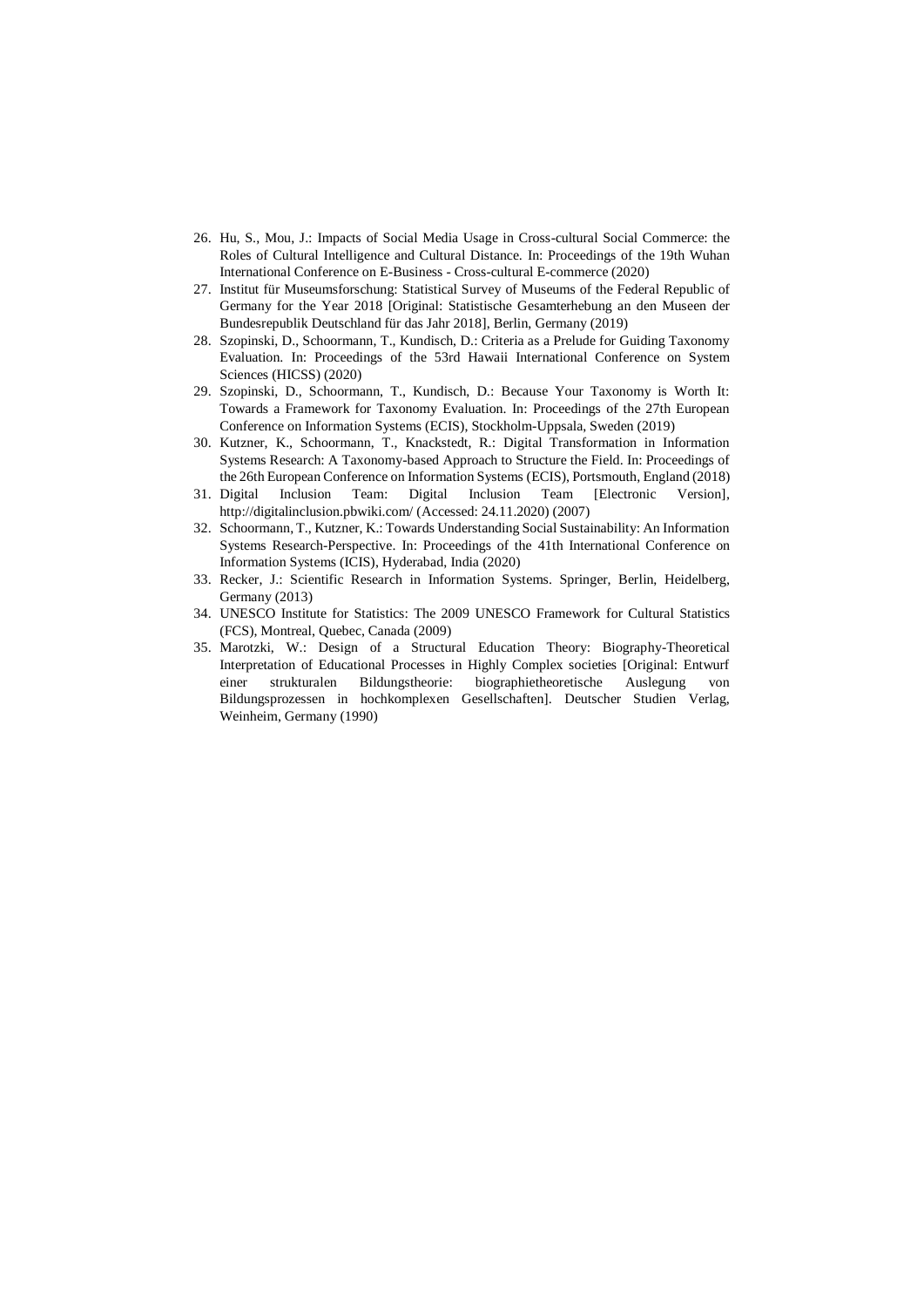26. Hu, S., Mou, J.: Impacts of Social Media Usage in Cross-cultural Social Commerce: the Roles of Cultural Intelligence and Cultural Distance. In: Proceedings of the 19th Wuhan International Conference on E-Business - Cross-cultural E-commerce (2020)
27. Institut für Museumsforschung: Statistical Survey of Museums of the Federal Republic of Germany for the Year 2018 [Original: Statistische Gesamterhebung an den Museen der Bundesrepublik Deutschland für das Jahr 2018], Berlin, Germany (2019)
28. Szopinski, D., Schoormann, T., Kundisch, D.: Criteria as a Prelude for Guiding Taxonomy Evaluation. In: Proceedings of the 53rd Hawaii International Conference on System Sciences (HICSS) (2020)
29. Szopinski, D., Schoormann, T., Kundisch, D.: Because Your Taxonomy is Worth It: Towards a Framework for Taxonomy Evaluation. In: Proceedings of the 27th European Conference on Information Systems (ECIS), Stockholm-Uppsala, Sweden (2019)
30. Kutzner, K., Schoormann, T., Knackstedt, R.: Digital Transformation in Information Systems Research: A Taxonomy-based Approach to Structure the Field. In: Proceedings of the 26th European Conference on Information Systems (ECIS), Portsmouth, England (2018)
31. Digital Inclusion Team: Digital Inclusion Team [Electronic Version], http://digitalinclusion.pbwiki.com/ (Accessed: 24.11.2020) (2007)
32. Schoormann, T., Kutzner, K.: Towards Understanding Social Sustainability: An Information Systems Research-Perspective. In: Proceedings of the 41th International Conference on Information Systems (ICIS), Hyderabad, India (2020)
33. Recker, J.: Scientific Research in Information Systems. Springer, Berlin, Heidelberg, Germany (2013)
34. UNESCO Institute for Statistics: The 2009 UNESCO Framework for Cultural Statistics (FCS), Montreal, Quebec, Canada (2009)
35. Marotzki, W.: Design of a Structural Education Theory: Biography-Theoretical Interpretation of Educational Processes in Highly Complex societies [Original: Entwurf einer strukturalen Bildungstheorie: biographietheoretische Auslegung von Bildungsprozessen in hochkomplexen Gesellschaften]. Deutscher Studien Verlag, Weinheim, Germany (1990)